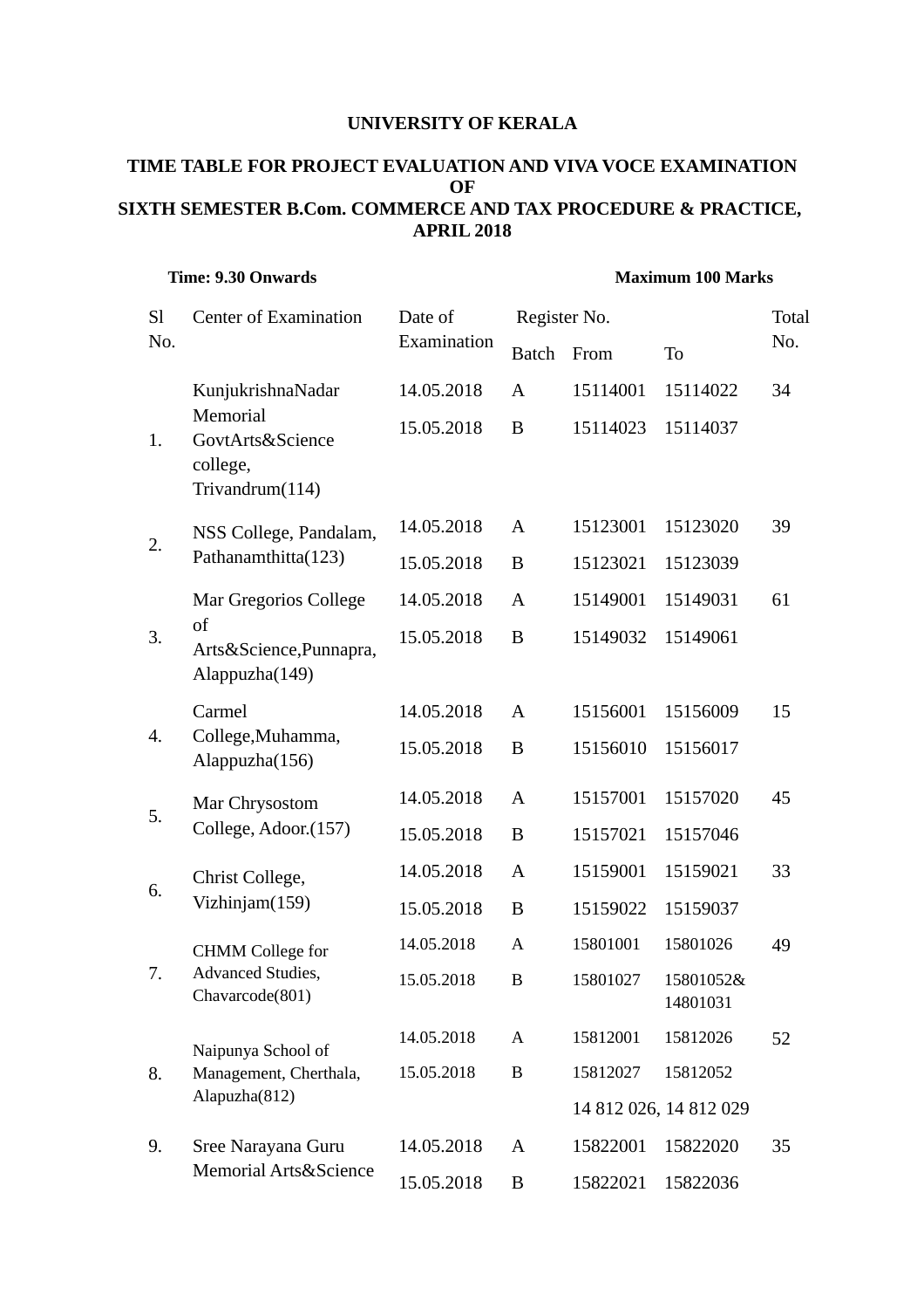# UNIVERSITY OF KERALA

## TIME TABLE FOR PROJECT EVALUATION AND VIVA VOCE EXAMINATION OF SIXTH SEMESTER B.Com. COMMERCE AND TAX PROCEDURE & PRACTICE, APRIL 2018

**Time: 9.30 Onwards** **Maximum 100 Marks**

| Sl No. | Center of Examination | Date of Examination | Register No. | | | Total No. |
|---|---|---|---|---|---|---|
| | | | Batch | From | To | |
| 1. | KunjukrishnaNadar Memorial GovtArts&Science college, Trivandrum(114) | 14.05.2018 | A | 15114001 | 15114022 | 34 |
| | | 15.05.2018 | B | 15114023 | 15114037 | |
| 2. | NSS College, Pandalam, Pathanamthitta(123) | 14.05.2018 | A | 15123001 | 15123020 | 39 |
| | | 15.05.2018 | B | 15123021 | 15123039 | |
| 3. | Mar Gregorios College of Arts&Science,Punnapra, Alappuzha(149) | 14.05.2018 | A | 15149001 | 15149031 | 61 |
| | | 15.05.2018 | B | 15149032 | 15149061 | |
| 4. | Carmel College,Muhamma, Alappuzha(156) | 14.05.2018 | A | 15156001 | 15156009 | 15 |
| | | 15.05.2018 | B | 15156010 | 15156017 | |
| 5. | Mar Chrysostom College, Adoor.(157) | 14.05.2018 | A | 15157001 | 15157020 | 45 |
| | | 15.05.2018 | B | 15157021 | 15157046 | |
| 6. | Christ College, Vizhinjam(159) | 14.05.2018 | A | 15159001 | 15159021 | 33 |
| | | 15.05.2018 | B | 15159022 | 15159037 | |
| 7. | CHMM College for Advanced Studies, Chavarcode(801) | 14.05.2018 | A | 15801001 | 15801026 | 49 |
| | | 15.05.2018 | B | 15801027 | 15801052& 14801031 | |
| 8. | Naipunya School of Management, Cherthala, Alapuzha(812) | 14.05.2018 | A | 15812001 | 15812026 | 52 |
| | | 15.05.2018 | B | 15812027 | 15812052 | |
| | | | | 14 812 026, 14 812 029 | | |
| 9. | Sree Narayana Guru Memorial Arts&Science | 14.05.2018 | A | 15822001 | 15822020 | 35 |
| | | 15.05.2018 | B | 15822021 | 15822036 | |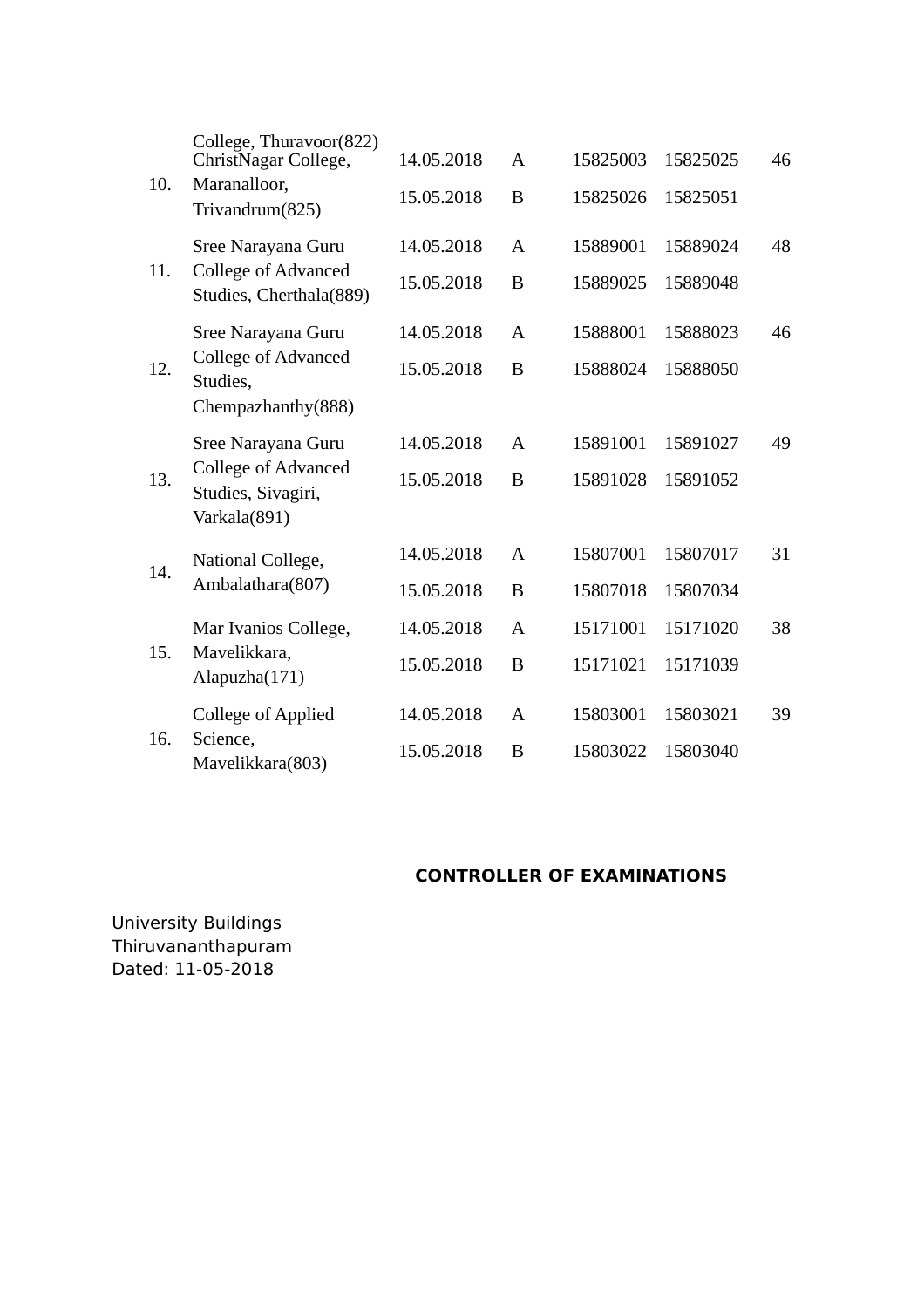| | | | | | | |
|---|---|---|---|---|---|---|
| | College, Thuravoor(822) | | | | | |
| 10. | ChristNagar College, Maranalloor, Trivandrum(825) | 14.05.2018 | A | 15825003 | 15825025 | 46 |
| | | 15.05.2018 | B | 15825026 | 15825051 | |
| 11. | Sree Narayana Guru College of Advanced Studies, Cherthala(889) | 14.05.2018 | A | 15889001 | 15889024 | 48 |
| | | 15.05.2018 | B | 15889025 | 15889048 | |
| 12. | Sree Narayana Guru College of Advanced Studies, Chempazhanthy(888) | 14.05.2018 | A | 15888001 | 15888023 | 46 |
| | | 15.05.2018 | B | 15888024 | 15888050 | |
| 13. | Sree Narayana Guru College of Advanced Studies, Sivagiri, Varkala(891) | 14.05.2018 | A | 15891001 | 15891027 | 49 |
| | | 15.05.2018 | B | 15891028 | 15891052 | |
| 14. | National College, Ambalathara(807) | 14.05.2018 | A | 15807001 | 15807017 | 31 |
| | | 15.05.2018 | B | 15807018 | 15807034 | |
| 15. | Mar Ivanios College, Mavelikkara, Alapuzha(171) | 14.05.2018 | A | 15171001 | 15171020 | 38 |
| | | 15.05.2018 | B | 15171021 | 15171039 | |
| 16. | College of Applied Science, Mavelikkara(803) | 14.05.2018 | A | 15803001 | 15803021 | 39 |
| | | 15.05.2018 | B | 15803022 | 15803040 | |

**CONTROLLER OF EXAMINATIONS**

University Buildings
Thiruvananthapuram
Dated: 11-05-2018